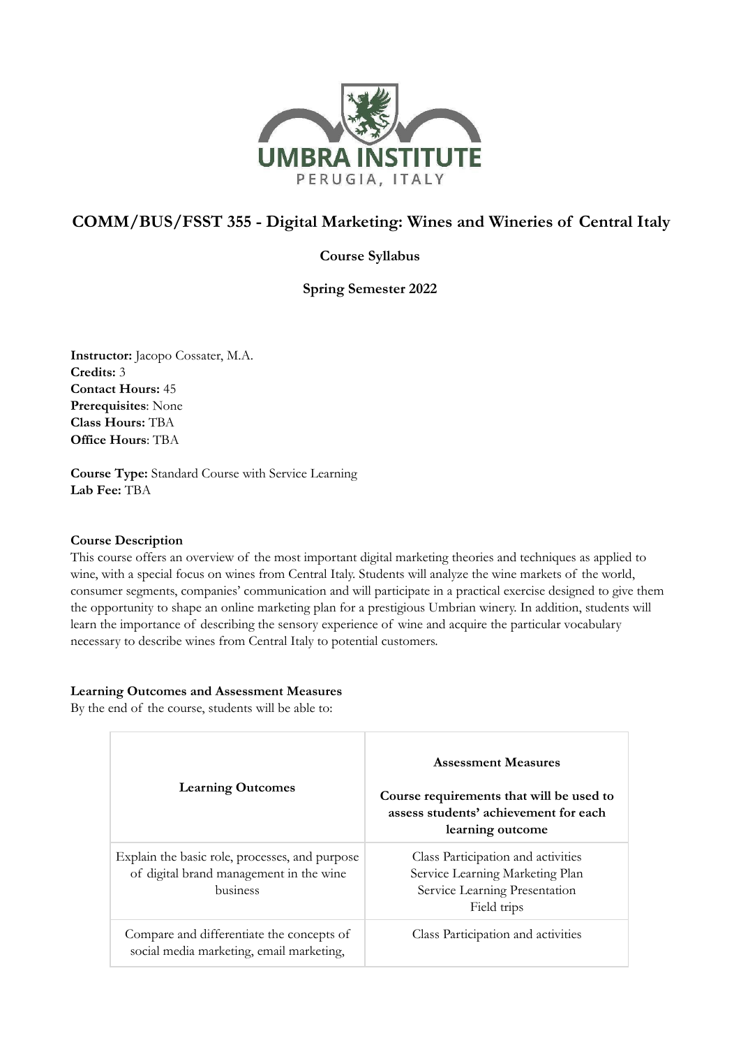# COMM/BUS/FSST 355 - Digital Marketing: Wines and Wineries of Central Italy

**Course Syllabus**

**Spring Semester 2022**

**Instructor:** Jacopo Cossater, M.A.
**Credits:** 3
**Contact Hours:** 45
**Prerequisites**: None
**Class Hours:** TBA
**Office Hours**: TBA

**Course Type:** Standard Course with Service Learning
**Lab Fee:** TBA

**Course Description**

This course offers an overview of the most important digital marketing theories and techniques as applied to wine, with a special focus on wines from Central Italy. Students will analyze the wine markets of the world, consumer segments, companies' communication and will participate in a practical exercise designed to give them the opportunity to shape an online marketing plan for a prestigious Umbrian winery. In addition, students will learn the importance of describing the sensory experience of wine and acquire the particular vocabulary necessary to describe wines from Central Italy to potential customers.

**Learning Outcomes and Assessment Measures**

By the end of the course, students will be able to:

| Learning Outcomes | Assessment Measures<br><br>Course requirements that will be used to assess students' achievement for each learning outcome |
|---|---|
| Explain the basic role, processes, and purpose of digital brand management in the wine business | Class Participation and activities<br>Service Learning Marketing Plan<br>Service Learning Presentation<br>Field trips |
| Compare and differentiate the concepts of social media marketing, email marketing, | Class Participation and activities |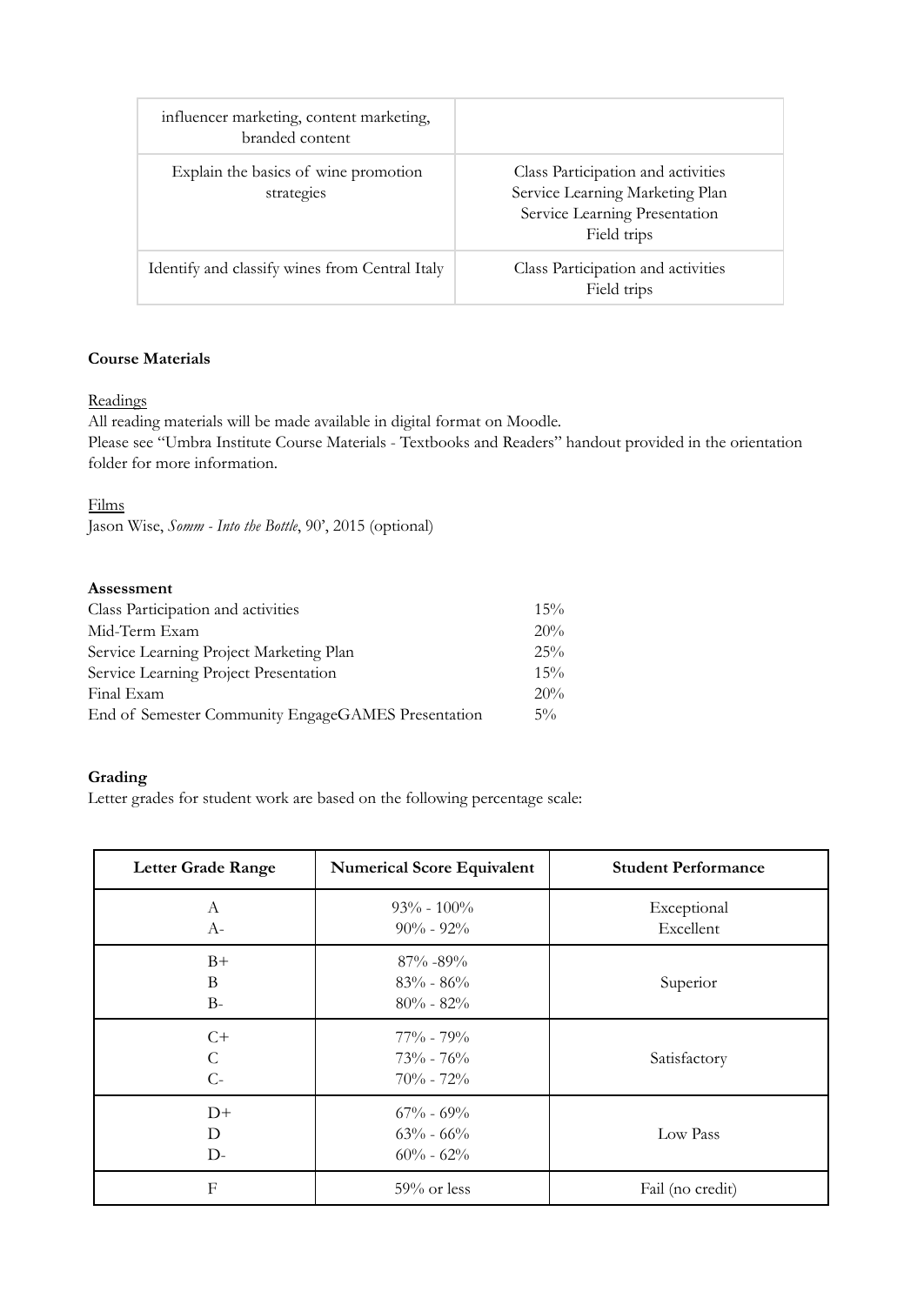| | |
|---|---|
| influencer marketing, content marketing, branded content | |
| Explain the basics of wine promotion strategies | Class Participation and activities<br>Service Learning Marketing Plan<br>Service Learning Presentation<br>Field trips |
| Identify and classify wines from Central Italy | Class Participation and activities<br>Field trips |

**Course Materials**

Readings
All reading materials will be made available in digital format on Moodle.
Please see "Umbra Institute Course Materials - Textbooks and Readers" handout provided in the orientation folder for more information.

Films
Jason Wise, *Somm - Into the Bottle*, 90', 2015 (optional)

**Assessment**

| | |
|---|---|
| Class Participation and activities | 15% |
| Mid-Term Exam | 20% |
| Service Learning Project Marketing Plan | 25% |
| Service Learning Project Presentation | 15% |
| Final Exam | 20% |
| End of Semester Community EngageGAMES Presentation | 5% |

**Grading**

Letter grades for student work are based on the following percentage scale:

| Letter Grade Range | Numerical Score Equivalent | Student Performance |
|---|---|---|
| A<br>A- | 93% - 100%<br>90% - 92% | Exceptional<br>Excellent |
| B+<br>B<br>B- | 87% -89%<br>83% - 86%<br>80% - 82% | Superior |
| C+<br>C<br>C- | 77% - 79%<br>73% - 76%<br>70% - 72% | Satisfactory |
| D+<br>D<br>D- | 67% - 69%<br>63% - 66%<br>60% - 62% | Low Pass |
| F | 59% or less | Fail (no credit) |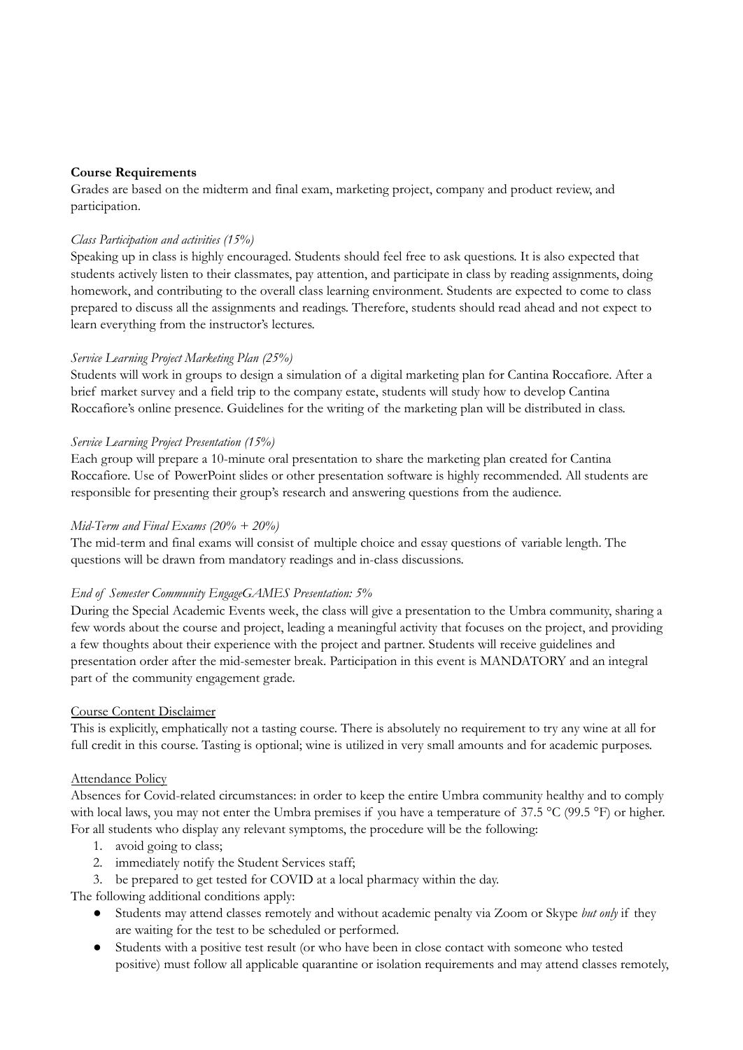**Course Requirements**

Grades are based on the midterm and final exam, marketing project, company and product review, and participation.

*Class Participation and activities (15%)*

Speaking up in class is highly encouraged. Students should feel free to ask questions. It is also expected that students actively listen to their classmates, pay attention, and participate in class by reading assignments, doing homework, and contributing to the overall class learning environment. Students are expected to come to class prepared to discuss all the assignments and readings. Therefore, students should read ahead and not expect to learn everything from the instructor's lectures.

*Service Learning Project Marketing Plan (25%)*

Students will work in groups to design a simulation of a digital marketing plan for Cantina Roccafiore. After a brief market survey and a field trip to the company estate, students will study how to develop Cantina Roccafiore's online presence. Guidelines for the writing of the marketing plan will be distributed in class.

*Service Learning Project Presentation (15%)*

Each group will prepare a 10-minute oral presentation to share the marketing plan created for Cantina Roccafiore. Use of PowerPoint slides or other presentation software is highly recommended. All students are responsible for presenting their group's research and answering questions from the audience.

*Mid-Term and Final Exams (20% + 20%)*

The mid-term and final exams will consist of multiple choice and essay questions of variable length. The questions will be drawn from mandatory readings and in-class discussions.

*End of Semester Community EngageGAMES Presentation: 5%*

During the Special Academic Events week, the class will give a presentation to the Umbra community, sharing a few words about the course and project, leading a meaningful activity that focuses on the project, and providing a few thoughts about their experience with the project and partner. Students will receive guidelines and presentation order after the mid-semester break. Participation in this event is MANDATORY and an integral part of the community engagement grade.

<u>Course Content Disclaimer</u>

This is explicitly, emphatically not a tasting course. There is absolutely no requirement to try any wine at all for full credit in this course. Tasting is optional; wine is utilized in very small amounts and for academic purposes.

<u>Attendance Policy</u>

Absences for Covid-related circumstances: in order to keep the entire Umbra community healthy and to comply with local laws, you may not enter the Umbra premises if you have a temperature of 37.5 °C (99.5 °F) or higher. For all students who display any relevant symptoms, the procedure will be the following:

1. avoid going to class;
2. immediately notify the Student Services staff;
3. be prepared to get tested for COVID at a local pharmacy within the day.

The following additional conditions apply:

- Students may attend classes remotely and without academic penalty via Zoom or Skype *but only* if they are waiting for the test to be scheduled or performed.
- Students with a positive test result (or who have been in close contact with someone who tested positive) must follow all applicable quarantine or isolation requirements and may attend classes remotely,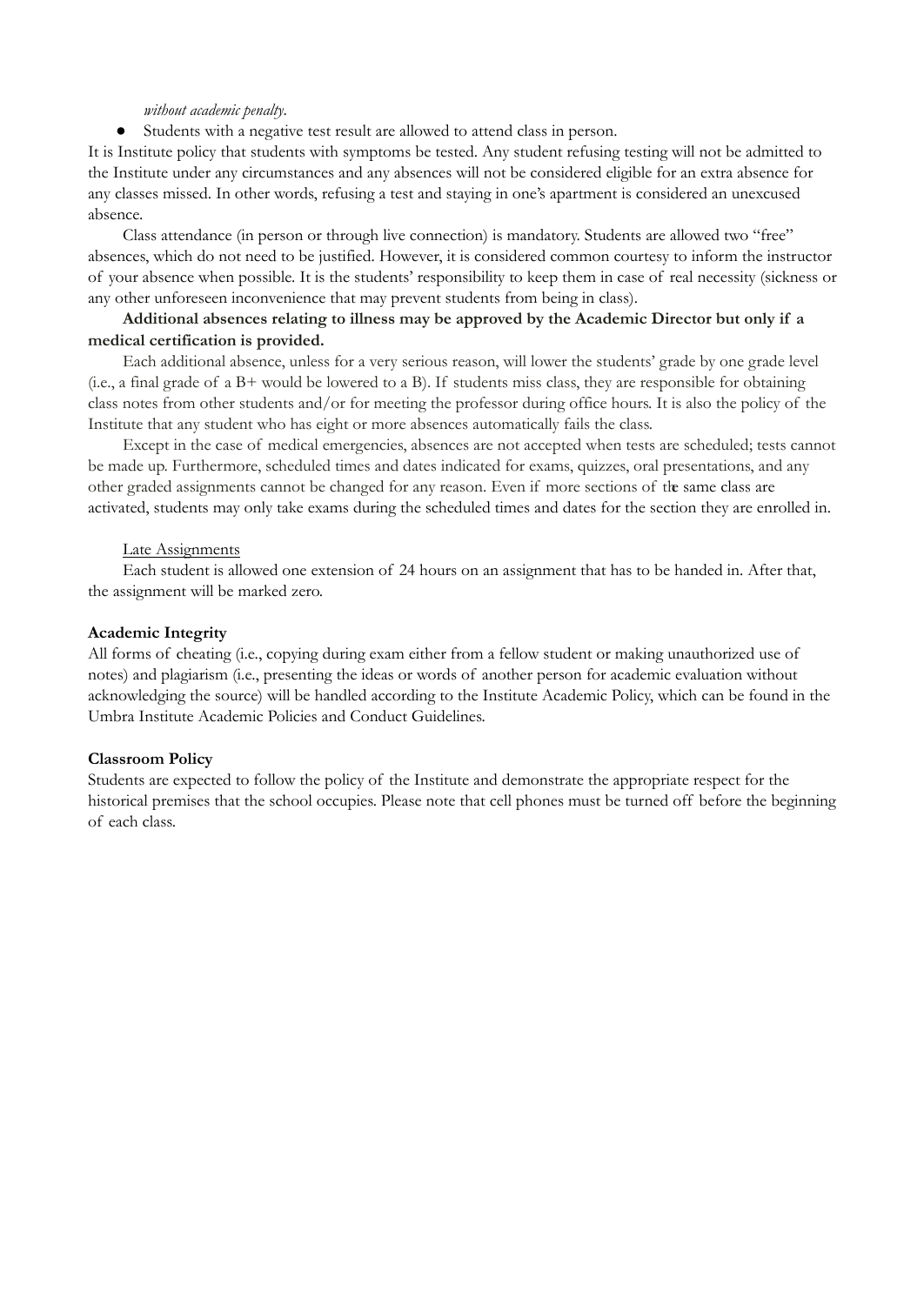*without academic penalty.*

- Students with a negative test result are allowed to attend class in person.

It is Institute policy that students with symptoms be tested. Any student refusing testing will not be admitted to the Institute under any circumstances and any absences will not be considered eligible for an extra absence for any classes missed. In other words, refusing a test and staying in one's apartment is considered an unexcused absence.

Class attendance (in person or through live connection) is mandatory. Students are allowed two "free" absences, which do not need to be justified. However, it is considered common courtesy to inform the instructor of your absence when possible. It is the students' responsibility to keep them in case of real necessity (sickness or any other unforeseen inconvenience that may prevent students from being in class).

**Additional absences relating to illness may be approved by the Academic Director but only if a medical certification is provided.**

Each additional absence, unless for a very serious reason, will lower the students' grade by one grade level (i.e., a final grade of a B+ would be lowered to a B). If students miss class, they are responsible for obtaining class notes from other students and/or for meeting the professor during office hours. It is also the policy of the Institute that any student who has eight or more absences automatically fails the class.

Except in the case of medical emergencies, absences are not accepted when tests are scheduled; tests cannot be made up. Furthermore, scheduled times and dates indicated for exams, quizzes, oral presentations, and any other graded assignments cannot be changed for any reason. Even if more sections of the same class are activated, students may only take exams during the scheduled times and dates for the section they are enrolled in.

Late Assignments

Each student is allowed one extension of 24 hours on an assignment that has to be handed in. After that, the assignment will be marked zero.

**Academic Integrity**

All forms of cheating (i.e., copying during exam either from a fellow student or making unauthorized use of notes) and plagiarism (i.e., presenting the ideas or words of another person for academic evaluation without acknowledging the source) will be handled according to the Institute Academic Policy, which can be found in the Umbra Institute Academic Policies and Conduct Guidelines.

**Classroom Policy**

Students are expected to follow the policy of the Institute and demonstrate the appropriate respect for the historical premises that the school occupies. Please note that cell phones must be turned off before the beginning of each class.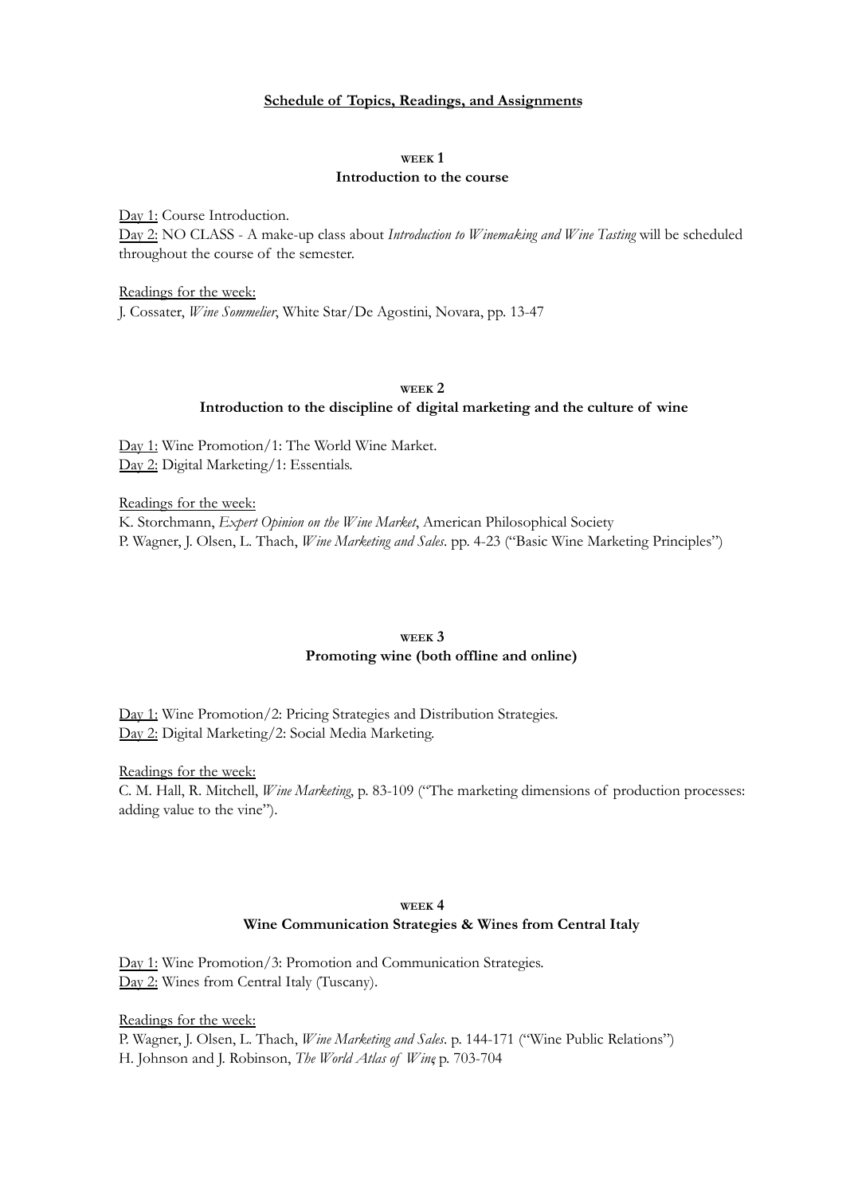**<u>Schedule of Topics, Readings, and Assignments</u>**

### WEEK 1
### Introduction to the course

<u>Day 1:</u> Course Introduction.
<u>Day 2:</u> NO CLASS - A make-up class about *Introduction to Winemaking and Wine Tasting* will be scheduled throughout the course of the semester.

<u>Readings for the week:</u>
J. Cossater, *Wine Sommelier*, White Star/De Agostini, Novara, pp. 13-47

### WEEK 2
### Introduction to the discipline of digital marketing and the culture of wine

<u>Day 1:</u> Wine Promotion/1: The World Wine Market.
<u>Day 2:</u> Digital Marketing/1: Essentials.

<u>Readings for the week:</u>
K. Storchmann, *Expert Opinion on the Wine Market*, American Philosophical Society
P. Wagner, J. Olsen, L. Thach, *Wine Marketing and Sales*. pp. 4-23 ("Basic Wine Marketing Principles")

### WEEK 3
### Promoting wine (both offline and online)

<u>Day 1:</u> Wine Promotion/2: Pricing Strategies and Distribution Strategies.
<u>Day 2:</u> Digital Marketing/2: Social Media Marketing.

<u>Readings for the week:</u>
C. M. Hall, R. Mitchell, *Wine Marketing*, p. 83-109 ("The marketing dimensions of production processes: adding value to the vine").

### WEEK 4
### Wine Communication Strategies & Wines from Central Italy

<u>Day 1:</u> Wine Promotion/3: Promotion and Communication Strategies.
<u>Day 2:</u> Wines from Central Italy (Tuscany).

<u>Readings for the week:</u>
P. Wagner, J. Olsen, L. Thach, *Wine Marketing and Sales*. p. 144-171 ("Wine Public Relations")
H. Johnson and J. Robinson, *The World Atlas of Wine*, p. 703-704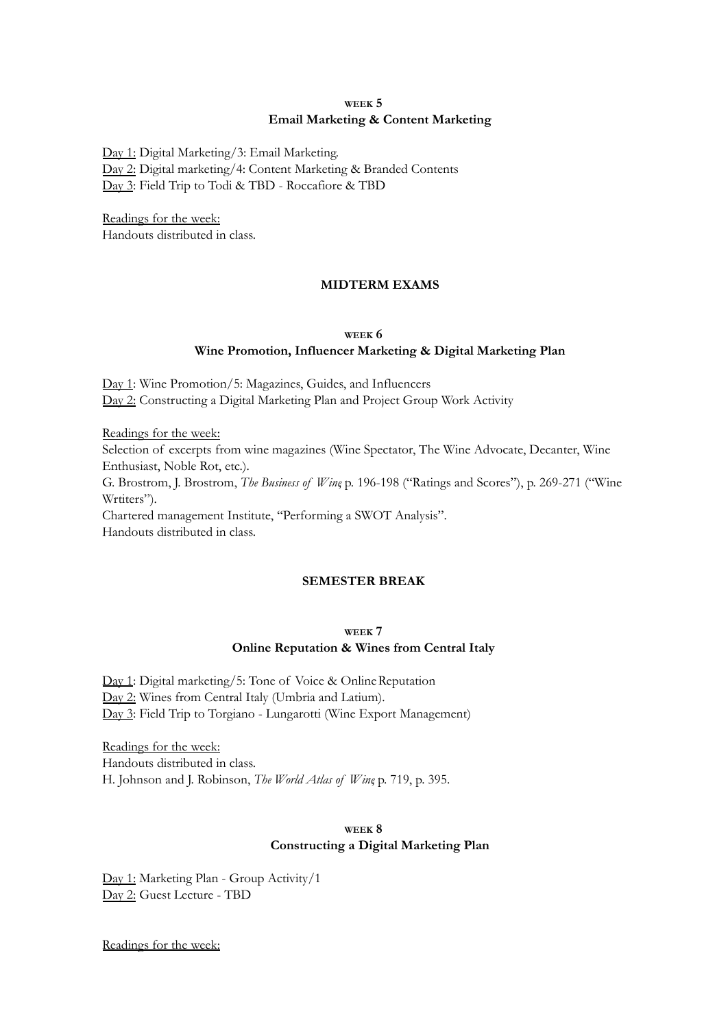### WEEK 5
### Email Marketing & Content Marketing

Day 1: Digital Marketing/3: Email Marketing.
Day 2: Digital marketing/4: Content Marketing & Branded Contents
Day 3: Field Trip to Todi & TBD - Roccafiore & TBD

Readings for the week:
Handouts distributed in class.

### MIDTERM EXAMS

### WEEK 6
### Wine Promotion, Influencer Marketing & Digital Marketing Plan

Day 1: Wine Promotion/5: Magazines, Guides, and Influencers
Day 2: Constructing a Digital Marketing Plan and Project Group Work Activity

Readings for the week:
Selection of excerpts from wine magazines (Wine Spectator, The Wine Advocate, Decanter, Wine Enthusiast, Noble Rot, etc.).
G. Brostrom, J. Brostrom, *The Business of Wine*, p. 196-198 ("Ratings and Scores"), p. 269-271 ("Wine Wrtiters").
Chartered management Institute, "Performing a SWOT Analysis".
Handouts distributed in class.

### SEMESTER BREAK

### WEEK 7
### Online Reputation & Wines from Central Italy

Day 1: Digital marketing/5: Tone of Voice & Online Reputation
Day 2: Wines from Central Italy (Umbria and Latium).
Day 3: Field Trip to Torgiano - Lungarotti (Wine Export Management)

Readings for the week:
Handouts distributed in class.
H. Johnson and J. Robinson, *The World Atlas of Wine*, p. 719, p. 395.

### WEEK 8
### Constructing a Digital Marketing Plan

Day 1: Marketing Plan - Group Activity/1
Day 2: Guest Lecture - TBD

Readings for the week: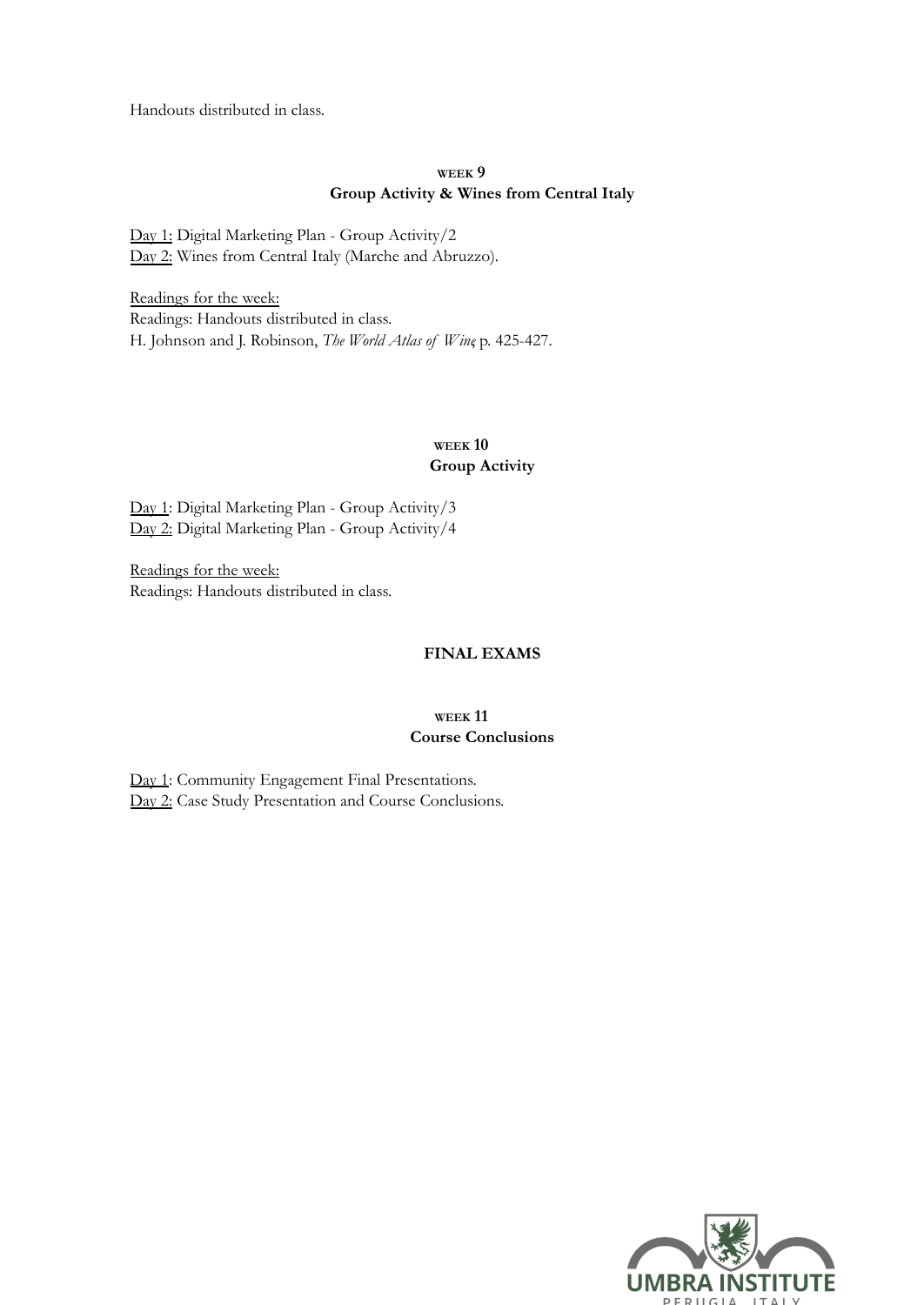Handouts distributed in class.

### WEEK 9
### Group Activity & Wines from Central Italy

Day 1: Digital Marketing Plan - Group Activity/2
Day 2: Wines from Central Italy (Marche and Abruzzo).

Readings for the week:
Readings: Handouts distributed in class.
H. Johnson and J. Robinson, *The World Atlas of Wine*, p. 425-427.

### WEEK 10
### Group Activity

Day 1: Digital Marketing Plan - Group Activity/3
Day 2: Digital Marketing Plan - Group Activity/4

Readings for the week:
Readings: Handouts distributed in class.

## FINAL EXAMS

### WEEK 11
### Course Conclusions

Day 1: Community Engagement Final Presentations.
Day 2: Case Study Presentation and Course Conclusions.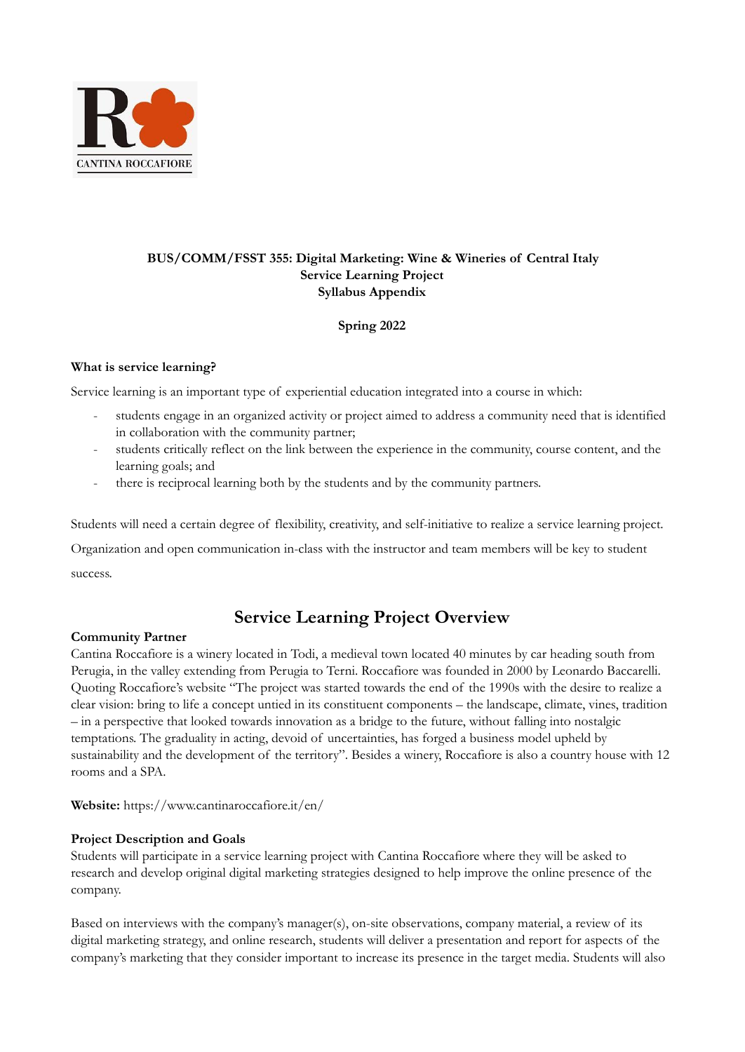**BUS/COMM/FSST 355: Digital Marketing: Wine & Wineries of Central Italy**
**Service Learning Project**
**Syllabus Appendix**

**Spring 2022**

**What is service learning?**

Service learning is an important type of experiential education integrated into a course in which:

- students engage in an organized activity or project aimed to address a community need that is identified in collaboration with the community partner;
- students critically reflect on the link between the experience in the community, course content, and the learning goals; and
- there is reciprocal learning both by the students and by the community partners.

Students will need a certain degree of flexibility, creativity, and self-initiative to realize a service learning project. Organization and open communication in-class with the instructor and team members will be key to student success.

## Service Learning Project Overview

**Community Partner**

Cantina Roccafiore is a winery located in Todi, a medieval town located 40 minutes by car heading south from Perugia, in the valley extending from Perugia to Terni. Roccafiore was founded in 2000 by Leonardo Baccarelli. Quoting Roccafiore's website "The project was started towards the end of the 1990s with the desire to realize a clear vision: bring to life a concept untied in its constituent components – the landscape, climate, vines, tradition – in a perspective that looked towards innovation as a bridge to the future, without falling into nostalgic temptations. The graduality in acting, devoid of uncertainties, has forged a business model upheld by sustainability and the development of the territory". Besides a winery, Roccafiore is also a country house with 12 rooms and a SPA.

**Website:** https://www.cantinaroccafiore.it/en/

**Project Description and Goals**

Students will participate in a service learning project with Cantina Roccafiore where they will be asked to research and develop original digital marketing strategies designed to help improve the online presence of the company.

Based on interviews with the company's manager(s), on-site observations, company material, a review of its digital marketing strategy, and online research, students will deliver a presentation and report for aspects of the company's marketing that they consider important to increase its presence in the target media. Students will also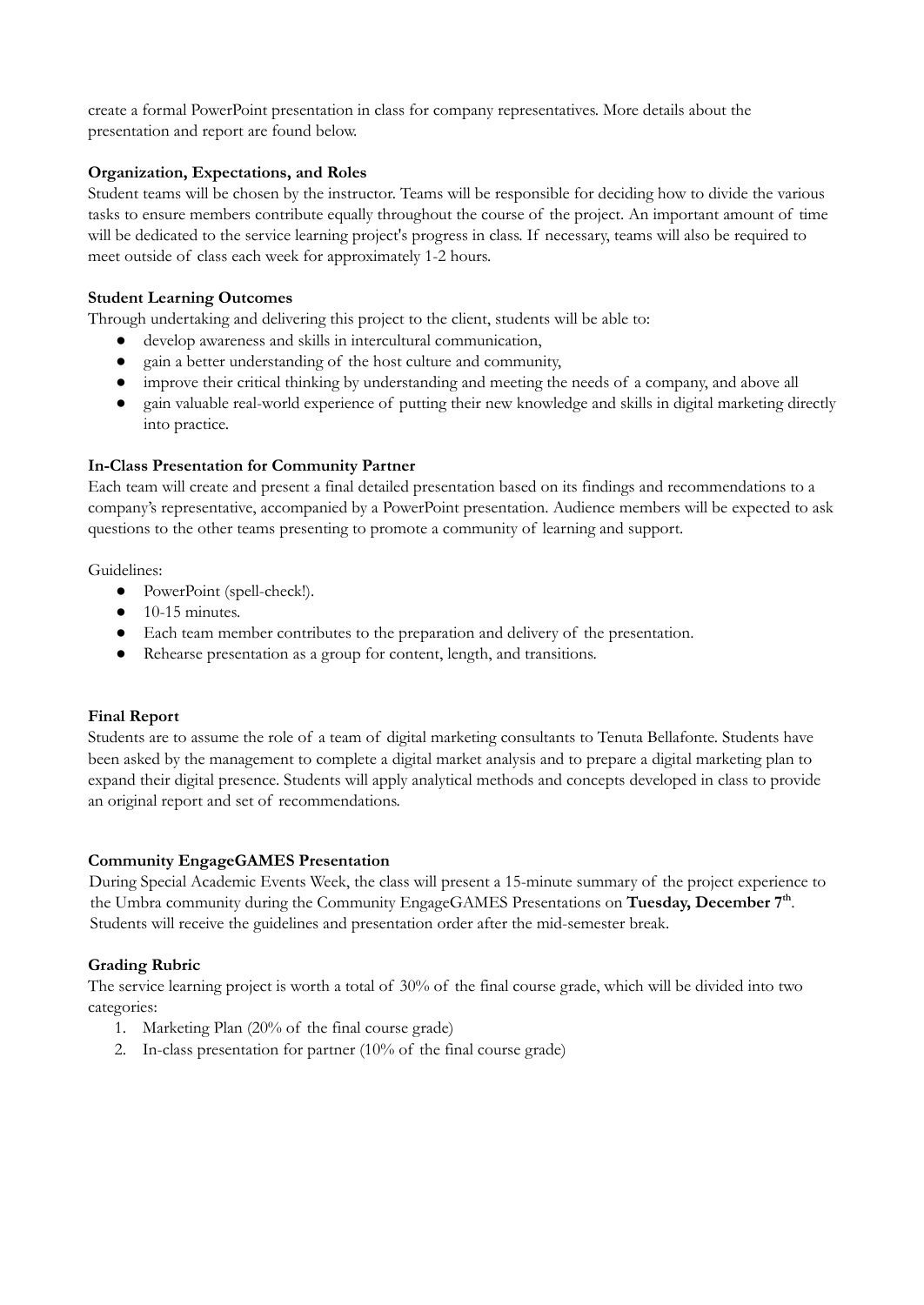create a formal PowerPoint presentation in class for company representatives. More details about the presentation and report are found below.

**Organization, Expectations, and Roles**

Student teams will be chosen by the instructor. Teams will be responsible for deciding how to divide the various tasks to ensure members contribute equally throughout the course of the project. An important amount of time will be dedicated to the service learning project's progress in class. If necessary, teams will also be required to meet outside of class each week for approximately 1-2 hours.

**Student Learning Outcomes**

Through undertaking and delivering this project to the client, students will be able to:

- develop awareness and skills in intercultural communication,
- gain a better understanding of the host culture and community,
- improve their critical thinking by understanding and meeting the needs of a company, and above all
- gain valuable real-world experience of putting their new knowledge and skills in digital marketing directly into practice.

**In-Class Presentation for Community Partner**

Each team will create and present a final detailed presentation based on its findings and recommendations to a company's representative, accompanied by a PowerPoint presentation. Audience members will be expected to ask questions to the other teams presenting to promote a community of learning and support.

Guidelines:

- PowerPoint (spell-check!).
- 10-15 minutes.
- Each team member contributes to the preparation and delivery of the presentation.
- Rehearse presentation as a group for content, length, and transitions.

**Final Report**

Students are to assume the role of a team of digital marketing consultants to Tenuta Bellafonte. Students have been asked by the management to complete a digital market analysis and to prepare a digital marketing plan to expand their digital presence. Students will apply analytical methods and concepts developed in class to provide an original report and set of recommendations.

**Community EngageGAMES Presentation**

During Special Academic Events Week, the class will present a 15-minute summary of the project experience to the Umbra community during the Community EngageGAMES Presentations on **Tuesday, December 7th**. Students will receive the guidelines and presentation order after the mid-semester break.

**Grading Rubric**

The service learning project is worth a total of 30% of the final course grade, which will be divided into two categories:

1. Marketing Plan (20% of the final course grade)
2. In-class presentation for partner (10% of the final course grade)